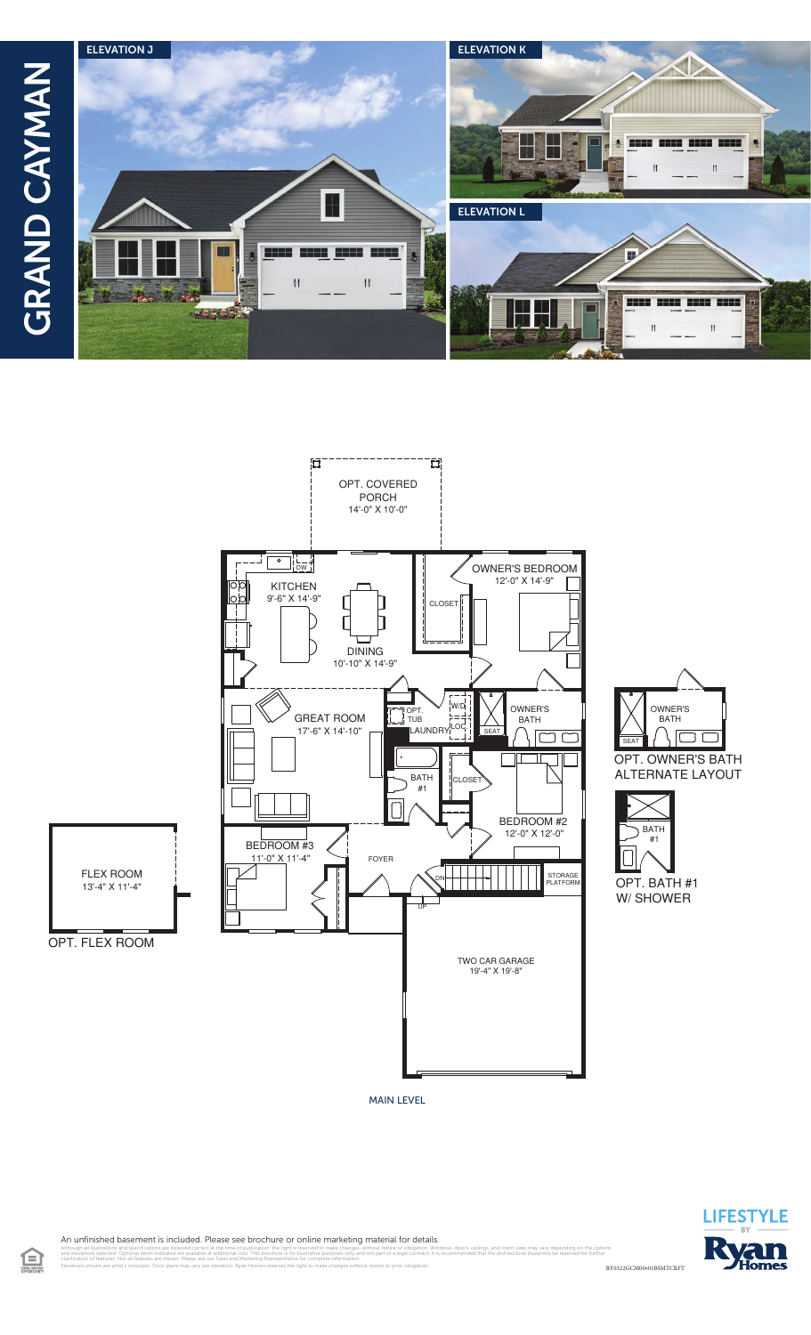# GRAND CAYMAN

ELEVATION J

ELEVATION K

ELEVATION L

OPT. COVERED PORCH
14'-0" X 10'-0"

KITCHEN
9'-6" X 14'-9"

DW

DINING
10'-10" X 14'-9"

OWNER'S BEDROOM
12'-0" X 14'-9"

CLOSET

GREAT ROOM
17'-6" X 14'-10"

OPT. TUB

LAUNDRY

W/D

LOC.

OWNER'S BATH

SEAT

BATH #1

CLOSET

BEDROOM #2
12'-0" X 12'-0"

BEDROOM #3
11'-0" X 11'-4"

FOYER

DN

UP

STORAGE PLATFORM

TWO CAR GARAGE
19'-4" X 19'-8"

FLEX ROOM
13'-4" X 11'-4"

OPT. FLEX ROOM

OWNER'S BATH

SEAT

OPT. OWNER'S BATH ALTERNATE LAYOUT

BATH #1

OPT. BATH #1 W/ SHOWER

MAIN LEVEL

An unfinished basement is included. Please see brochure or online marketing material for details.

Although all illustrations and specifications are believed correct at the time of publication, the right is reserved to make changes, without notice or obligation. Windows, doors, ceilings, and room sizes may vary depending on the options and elevations selected. Optional items indicated are available at additional cost. This brochure is for illustrative purposes only and not part of a legal contract. It is recommended that the architectural blueprints be reviewed for further clarification of features. Not all features are shown. Please ask our Sales and Marketing Representative for complete information.
Elevations shown are artist's concepts. Floor plans may vary per elevation. Ryan Homes reserves the right to make changes without notice or prior obligation.

RY0322GCM00v01BSMTCRFT

LIFESTYLE BY Ryan Homes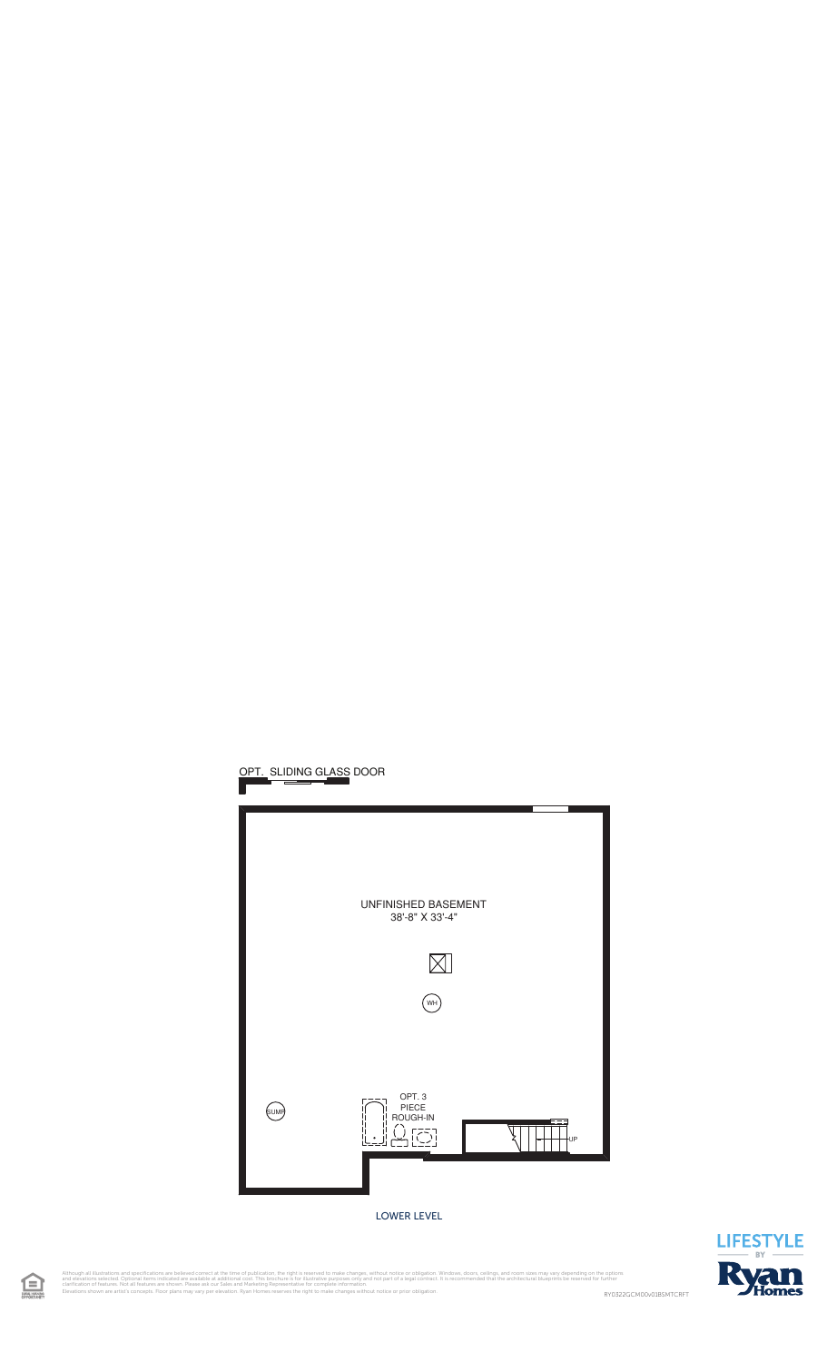OPT. SLIDING GLASS DOOR

UNFINISHED BASEMENT
38'-8" X 33'-4"

WH

SUMP

OPT. 3
PIECE
ROUGH-IN

UP

LOWER LEVEL

Although all illustrations and specifications are believed correct at the time of publication, the right is reserved to make changes, without notice or obligation. Windows, doors, ceilings, and room sizes may vary depending on the options and elevations selected. Optional items indicated are available at additional cost. This brochure is for illustrative purposes only and not part of a legal contract. It is recommended that the architectural blueprints be reviewed for further clarification of features. Not all features are shown. Please ask our Sales and Marketing Representative for complete information.
Elevations shown are artist's concepts. Floor plans may vary per elevation. Ryan Homes reserves the right to make changes without notice or prior obligation.

RY0322GCM00v01BSMTCRFT

LIFESTYLE BY Ryan Homes